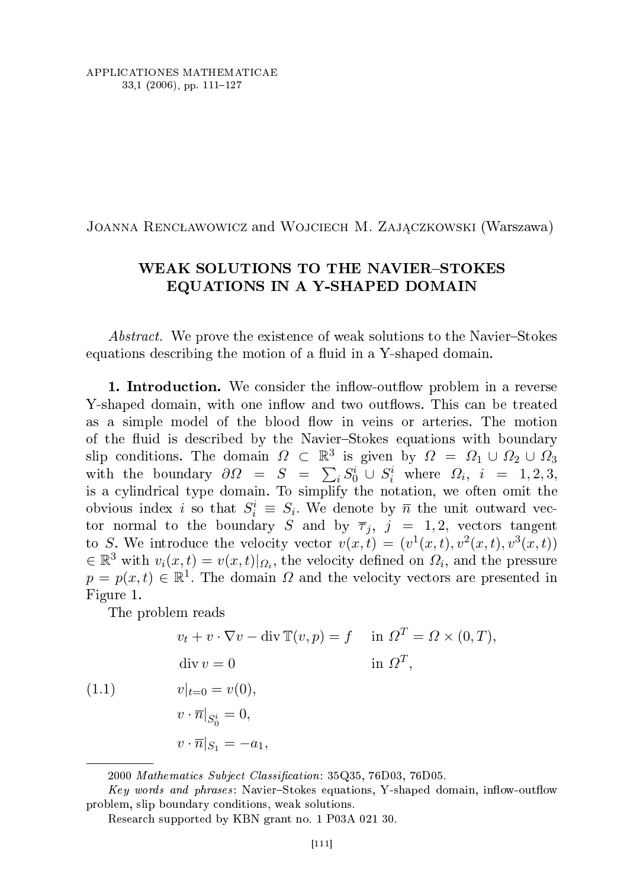Joanna Rencławowicz and Wojciech M. Zajączkowski (Warszawa)

# WEAK SOLUTIONS TO THE NAVIER–STOKES EQUATIONS IN A Y-SHAPED DOMAIN

*Abstract.* We prove the existence of weak solutions to the Navier–Stokes equations describing the motion of a fluid in a Y-shaped domain.

**1. Introduction.** We consider the inflow-outflow problem in a reverse Y-shaped domain, with one inflow and two outflows. This can be treated as a simple model of the blood flow in veins or arteries. The motion of the fluid is described by the Navier–Stokes equations with boundary slip conditions. The domain $\Omega \subset \mathbb{R}^3$ is given by $\Omega = \Omega_1 \cup \Omega_2 \cup \Omega_3$ with the boundary $\partial\Omega = S = \sum_i S_0^i \cup S_i^i$ where $\Omega_i$, $i = 1, 2, 3$, is a cylindrical type domain. To simplify the notation, we often omit the obvious index $i$ so that $S_i^i \equiv S_i$. We denote by $\overline{n}$ the unit outward vector normal to the boundary $S$ and by $\overline{\tau}_j$, $j = 1, 2$, vectors tangent to $S$. We introduce the velocity vector $v(x,t) = (v^1(x,t), v^2(x,t), v^3(x,t)) \in \mathbb{R}^3$ with $v_i(x,t) = v(x,t)|_{\Omega_i}$, the velocity defined on $\Omega_i$, and the pressure $p = p(x,t) \in \mathbb{R}^1$. The domain $\Omega$ and the velocity vectors are presented in Figure 1.

The problem reads

$$
\begin{aligned}
&v_t + v \cdot \nabla v - \operatorname{div} \mathbb{T}(v,p) = f \quad && \text{in } \Omega^T = \Omega \times (0,T),\\
&\operatorname{div} v = 0 && \text{in } \Omega^T,\\
&v|_{t=0} = v(0), && \\
&v \cdot \overline{n}|_{S_0^i} = 0, && \\
&v \cdot \overline{n}|_{S_1} = -a_1, &&
\end{aligned}
\tag{1.1}
$$

2000 *Mathematics Subject Classification*: 35Q35, 76D03, 76D05.

*Key words and phrases*: Navier–Stokes equations, Y-shaped domain, inflow-outflow problem, slip boundary conditions, weak solutions.

Research supported by KBN grant no. 1 P03A 021 30.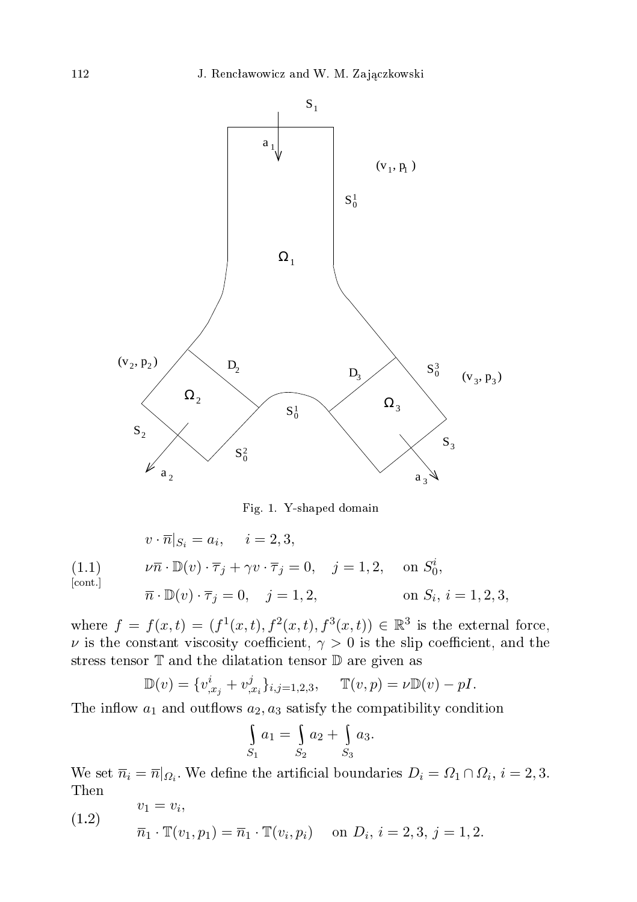Fig. 1. Y-shaped domain

$$
\begin{aligned}
& v \cdot \overline{n}|_{S_i} = a_i, \quad i = 2,3, \\
& \nu \overline{n} \cdot \mathbb{D}(v) \cdot \overline{\tau}_j + \gamma v \cdot \overline{\tau}_j = 0, \quad j = 1,2, \quad \text{on } S_0^i, \\
& \overline{n} \cdot \mathbb{D}(v) \cdot \overline{\tau}_j = 0, \quad j = 1,2, \quad \text{on } S_i,\ i = 1,2,3,
\end{aligned}
\tag{1.1 [cont.]}
$$

where $f = f(x,t) = (f^1(x,t), f^2(x,t), f^3(x,t)) \in \mathbb{R}^3$ is the external force, $\nu$ is the constant viscosity coefficient, $\gamma > 0$ is the slip coefficient, and the stress tensor $\mathbb{T}$ and the dilatation tensor $\mathbb{D}$ are given as

$$
\mathbb{D}(v) = \{v^i_{,x_j} + v^j_{,x_i}\}_{i,j=1,2,3}, \quad \mathbb{T}(v,p) = \nu \mathbb{D}(v) - pI.
$$

The inflow $a_1$ and outflows $a_2, a_3$ satisfy the compatibility condition

$$
\int_{S_1} a_1 = \int_{S_2} a_2 + \int_{S_3} a_3.
$$

We set $\overline{n}_i = \overline{n}|_{\Omega_i}$. We define the artificial boundaries $D_i = \Omega_1 \cap \Omega_i$, $i = 2,3$. Then

$$
\begin{aligned}
& v_1 = v_i, \\
& \overline{n}_1 \cdot \mathbb{T}(v_1, p_1) = \overline{n}_1 \cdot \mathbb{T}(v_i, p_i) \quad \text{on } D_i,\ i = 2,3,\ j = 1,2.
\end{aligned}
\tag{1.2}
$$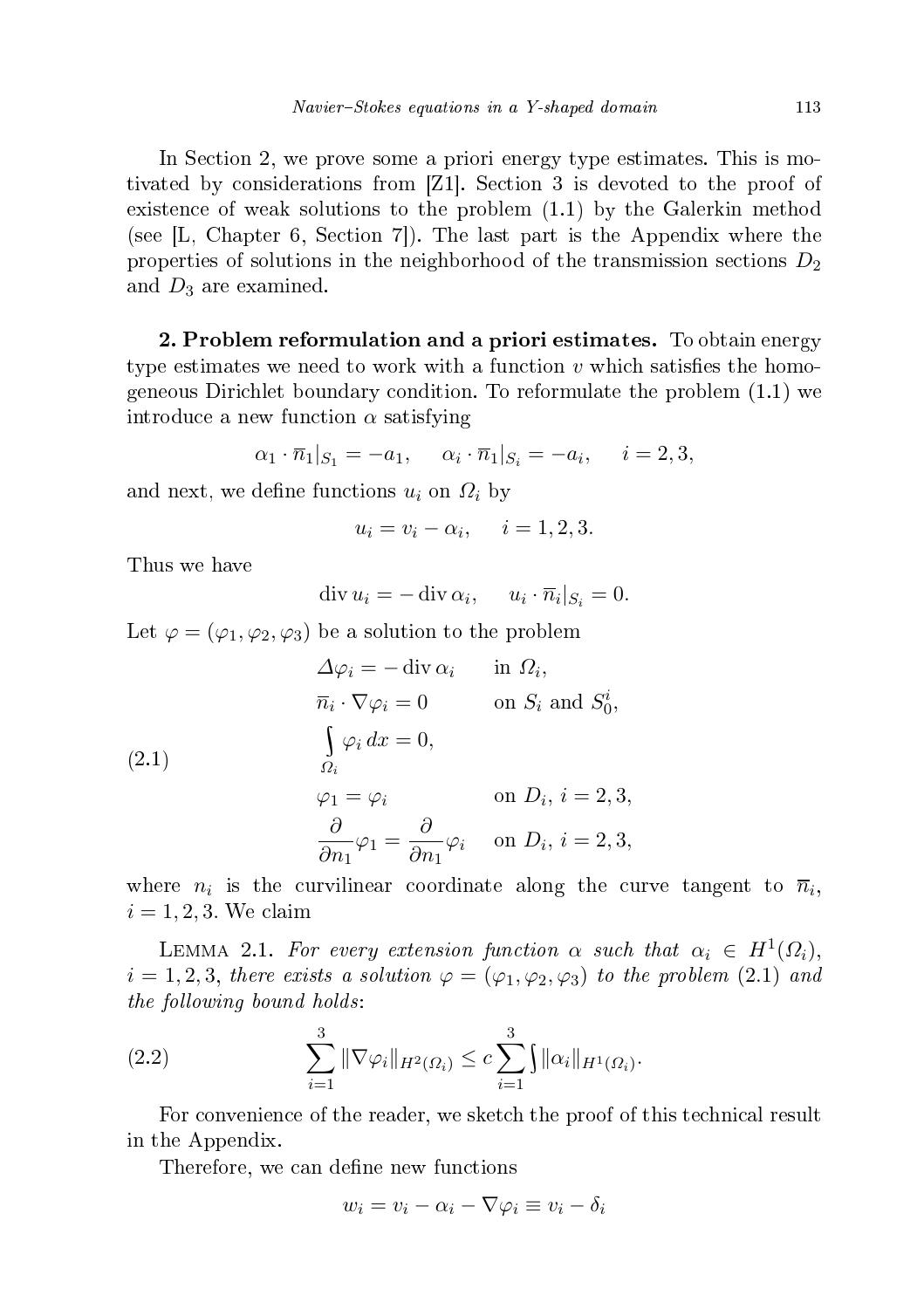In Section 2, we prove some a priori energy type estimates. This is motivated by considerations from [Z1]. Section 3 is devoted to the proof of existence of weak solutions to the problem (1.1) by the Galerkin method (see [L, Chapter 6, Section 7]). The last part is the Appendix where the properties of solutions in the neighborhood of the transmission sections $D_2$ and $D_3$ are examined.

**2. Problem reformulation and a priori estimates.** To obtain energy type estimates we need to work with a function $v$ which satisfies the homogeneous Dirichlet boundary condition. To reformulate the problem (1.1) we introduce a new function $\alpha$ satisfying

$$\alpha_1 \cdot \overline{n}_1|_{S_1} = -a_1, \quad \alpha_i \cdot \overline{n}_1|_{S_i} = -a_i, \quad i = 2,3,$$

and next, we define functions $u_i$ on $\Omega_i$ by

$$u_i = v_i - \alpha_i, \quad i = 1,2,3.$$

Thus we have

$$\operatorname{div} u_i = -\operatorname{div} \alpha_i, \quad u_i \cdot \overline{n}_i|_{S_i} = 0.$$

Let $\varphi = (\varphi_1, \varphi_2, \varphi_3)$ be a solution to the problem

$$\begin{aligned}
&\Delta \varphi_i = -\operatorname{div} \alpha_i && \text{in } \Omega_i, \\
&\overline{n}_i \cdot \nabla \varphi_i = 0 && \text{on } S_i \text{ and } S_0^i, \\
&\int_{\Omega_i} \varphi_i \, dx = 0, && \\
&\varphi_1 = \varphi_i && \text{on } D_i,\ i = 2,3, \\
&\frac{\partial}{\partial n_1} \varphi_1 = \frac{\partial}{\partial n_1} \varphi_i && \text{on } D_i,\ i = 2,3,
\end{aligned} \tag{2.1}$$

where $n_i$ is the curvilinear coordinate along the curve tangent to $\overline{n}_i$, $i = 1,2,3$. We claim

Lemma 2.1. *For every extension function $\alpha$ such that $\alpha_i \in H^1(\Omega_i)$, $i = 1,2,3$, there exists a solution $\varphi = (\varphi_1, \varphi_2, \varphi_3)$ to the problem* (2.1) *and the following bound holds*:

$$\sum_{i=1}^{3} \|\nabla \varphi_i\|_{H^2(\Omega_i)} \le c \sum_{i=1}^{3} \int \|\alpha_i\|_{H^1(\Omega_i)}. \tag{2.2}$$

For convenience of the reader, we sketch the proof of this technical result in the Appendix.

Therefore, we can define new functions

$$w_i = v_i - \alpha_i - \nabla \varphi_i \equiv v_i - \delta_i$$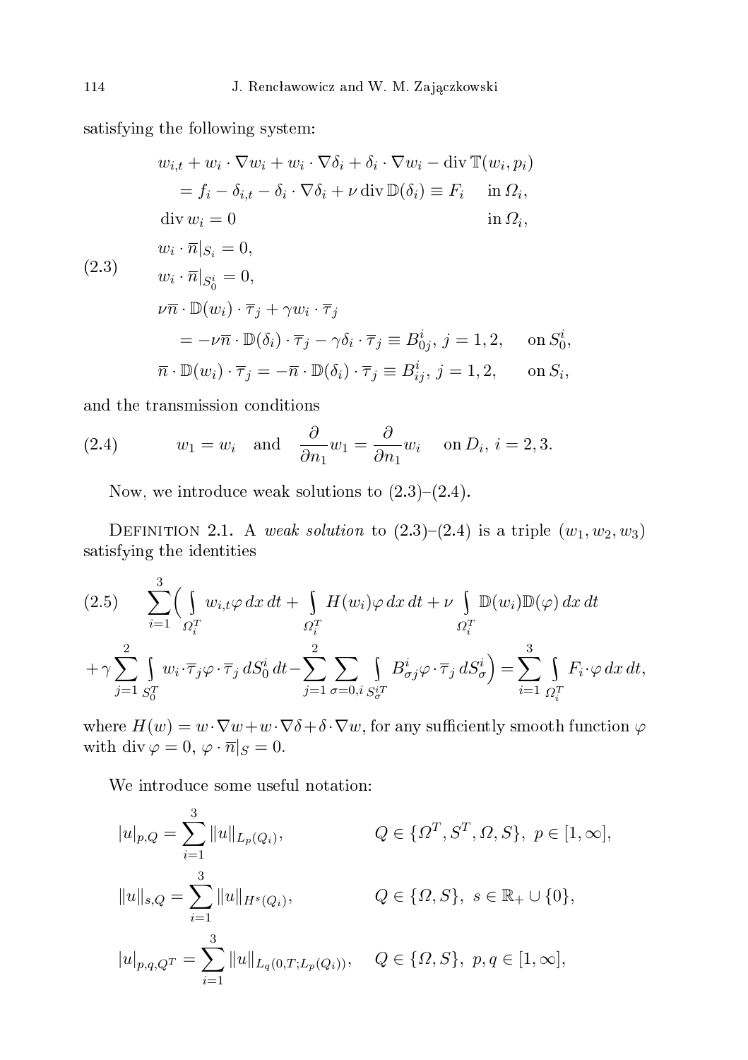satisfying the following system:

$$
\begin{aligned}
&w_{i,t} + w_i \cdot \nabla w_i + w_i \cdot \nabla \delta_i + \delta_i \cdot \nabla w_i - \operatorname{div} \mathbb{T}(w_i, p_i) \\
&\qquad = f_i - \delta_{i,t} - \delta_i \cdot \nabla \delta_i + \nu \operatorname{div} \mathbb{D}(\delta_i) \equiv F_i \qquad \text{in } \Omega_i, \\
&\operatorname{div} w_i = 0 \qquad\qquad\qquad\qquad\qquad\qquad\qquad \text{in } \Omega_i, \\
&w_i \cdot \overline{n}|_{S_i} = 0, \\
&w_i \cdot \overline{n}|_{S_0^i} = 0, \\
&\nu \overline{n} \cdot \mathbb{D}(w_i) \cdot \overline{\tau}_j + \gamma w_i \cdot \overline{\tau}_j \\
&\qquad = -\nu \overline{n} \cdot \mathbb{D}(\delta_i) \cdot \overline{\tau}_j - \gamma \delta_i \cdot \overline{\tau}_j \equiv B_{0j}^i, \ j = 1, 2, \qquad \text{on } S_0^i, \\
&\overline{n} \cdot \mathbb{D}(w_i) \cdot \overline{\tau}_j = -\overline{n} \cdot \mathbb{D}(\delta_i) \cdot \overline{\tau}_j \equiv B_{ij}^i, \ j = 1, 2, \qquad \text{on } S_i,
\end{aligned}
\tag{2.3}
$$

and the transmission conditions

$$
w_1 = w_i \quad \text{and} \quad \frac{\partial}{\partial n_1} w_1 = \frac{\partial}{\partial n_1} w_i \quad \text{on } D_i, \ i = 2, 3. \tag{2.4}
$$

Now, we introduce weak solutions to (2.3)–(2.4).

Definition 2.1. A *weak solution* to (2.3)–(2.4) is a triple $(w_1, w_2, w_3)$ satisfying the identities

$$
\begin{aligned}
&\sum_{i=1}^{3} \Big( \int_{\Omega_i^T} w_{i,t} \varphi \, dx \, dt + \int_{\Omega_i^T} H(w_i) \varphi \, dx \, dt + \nu \int_{\Omega_i^T} \mathbb{D}(w_i) \mathbb{D}(\varphi) \, dx \, dt \\
&+ \gamma \sum_{j=1}^{2} \int_{S_0^T} w_i \cdot \overline{\tau}_j \varphi \cdot \overline{\tau}_j \, dS_0^i \, dt - \sum_{j=1}^{2} \sum_{\sigma=0,i} \int_{S_\sigma^{iT}} B_{\sigma j}^i \varphi \cdot \overline{\tau}_j \, dS_\sigma^i \Big) = \sum_{i=1}^{3} \int_{\Omega_i^T} F_i \cdot \varphi \, dx \, dt,
\end{aligned}
\tag{2.5}
$$

where $H(w) = w \cdot \nabla w + w \cdot \nabla \delta + \delta \cdot \nabla w$, for any sufficiently smooth function $\varphi$ with $\operatorname{div} \varphi = 0$, $\varphi \cdot \overline{n}|_S = 0$.

We introduce some useful notation:

$$
\begin{aligned}
&|u|_{p,Q} = \sum_{i=1}^{3} \|u\|_{L_p(Q_i)}, \qquad && Q \in \{\Omega^T, S^T, \Omega, S\}, \ p \in [1, \infty], \\
&\|u\|_{s,Q} = \sum_{i=1}^{3} \|u\|_{H^s(Q_i)}, \qquad && Q \in \{\Omega, S\}, \ s \in \mathbb{R}_+ \cup \{0\}, \\
&|u|_{p,q,Q^T} = \sum_{i=1}^{3} \|u\|_{L_q(0,T;L_p(Q_i))}, \qquad && Q \in \{\Omega, S\}, \ p, q \in [1, \infty],
\end{aligned}
$$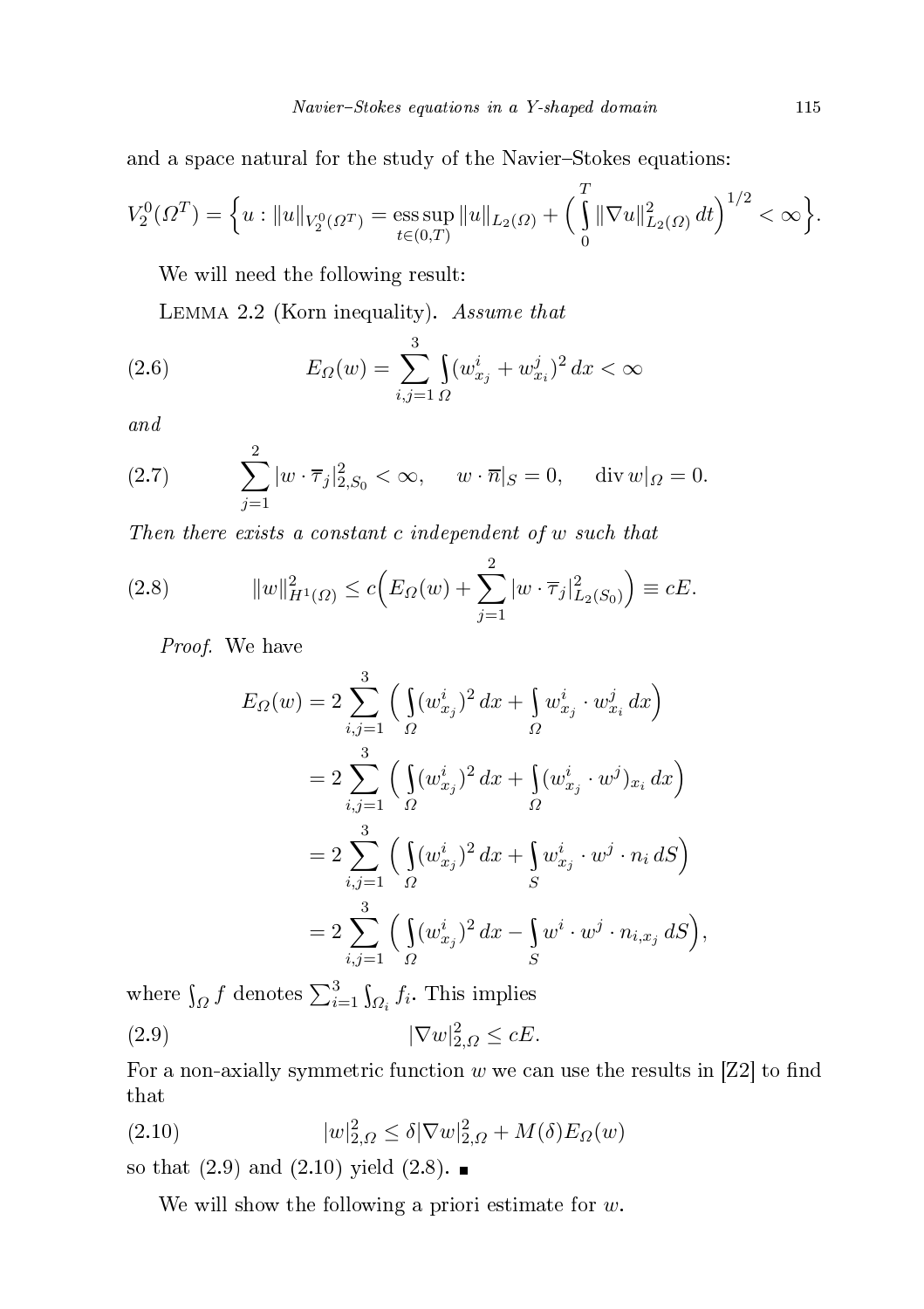and a space natural for the study of the Navier–Stokes equations:

$$V_2^0(\Omega^T) = \Big\{ u : \|u\|_{V_2^0(\Omega^T)} = \operatorname*{ess\,sup}_{t\in(0,T)} \|u\|_{L_2(\Omega)} + \Big( \int_0^T \|\nabla u\|_{L_2(\Omega)}^2 \, dt \Big)^{1/2} < \infty \Big\}.$$

We will need the following result:

Lemma 2.2 (Korn inequality). *Assume that*

$$E_\Omega(w) = \sum_{i,j=1}^{3} \int_\Omega (w^i_{x_j} + w^j_{x_i})^2 \, dx < \infty \tag{2.6}$$

*and*

$$\sum_{j=1}^{2} |w \cdot \overline{\tau}_j|_{2,S_0}^2 < \infty, \qquad w \cdot \overline{n}|_S = 0, \qquad \operatorname{div} w|_\Omega = 0. \tag{2.7}$$

*Then there exists a constant $c$ independent of $w$ such that*

$$\|w\|_{H^1(\Omega)}^2 \le c\Big( E_\Omega(w) + \sum_{j=1}^{2} |w \cdot \overline{\tau}_j|_{L_2(S_0)}^2 \Big) \equiv cE. \tag{2.8}$$

*Proof.* We have

$$\begin{aligned}
E_\Omega(w) &= 2 \sum_{i,j=1}^{3} \Big( \int_\Omega (w^i_{x_j})^2 \, dx + \int_\Omega w^i_{x_j} \cdot w^j_{x_i} \, dx \Big) \\
&= 2 \sum_{i,j=1}^{3} \Big( \int_\Omega (w^i_{x_j})^2 \, dx + \int_\Omega (w^i_{x_j} \cdot w^j)_{x_i} \, dx \Big) \\
&= 2 \sum_{i,j=1}^{3} \Big( \int_\Omega (w^i_{x_j})^2 \, dx + \int_S w^i_{x_j} \cdot w^j \cdot n_i \, dS \Big) \\
&= 2 \sum_{i,j=1}^{3} \Big( \int_\Omega (w^i_{x_j})^2 \, dx - \int_S w^i \cdot w^j \cdot n_{i,x_j} \, dS \Big),
\end{aligned}$$

where $\int_\Omega f$ denotes $\sum_{i=1}^3 \int_{\Omega_i} f_i$. This implies

$$|\nabla w|_{2,\Omega}^2 \le cE. \tag{2.9}$$

For a non-axially symmetric function $w$ we can use the results in [Z2] to find that

$$|w|_{2,\Omega}^2 \le \delta |\nabla w|_{2,\Omega}^2 + M(\delta) E_\Omega(w) \tag{2.10}$$

so that (2.9) and (2.10) yield (2.8). ∎

We will show the following a priori estimate for $w$.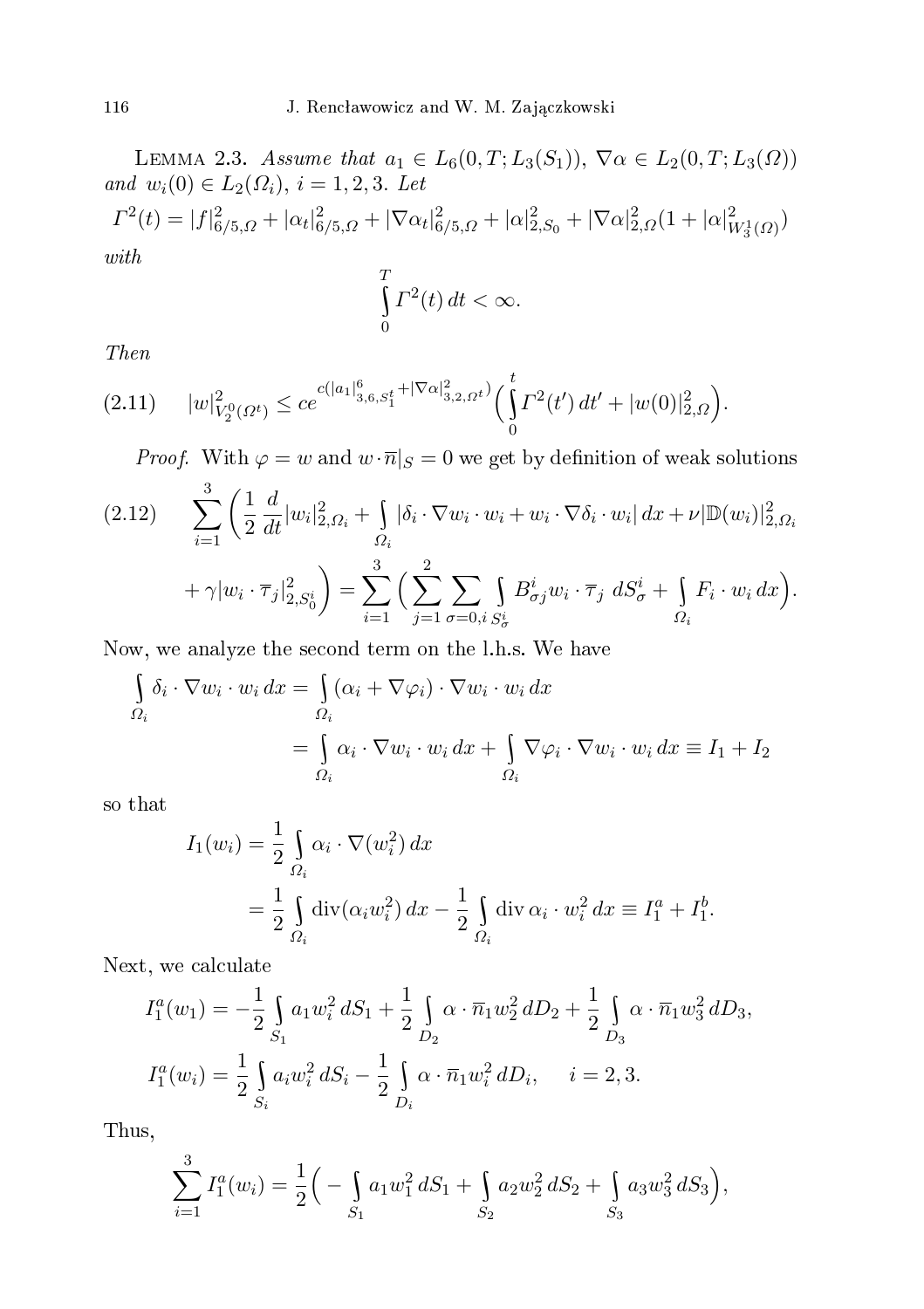LEMMA 2.3. *Assume that* $a_1 \in L_6(0,T;L_3(S_1))$, $\nabla\alpha \in L_2(0,T;L_3(\Omega))$ *and* $w_i(0) \in L_2(\Omega_i)$, $i=1,2,3$. *Let*

$$\Gamma^2(t) = |f|^2_{6/5,\Omega} + |\alpha_t|^2_{6/5,\Omega} + |\nabla\alpha_t|^2_{6/5,\Omega} + |\alpha|^2_{2,S_0} + |\nabla\alpha|^2_{2,\Omega}(1+|\alpha|^2_{W^1_3(\Omega)})$$

*with*

$$\int_0^T \Gamma^2(t)\,dt < \infty.$$

*Then*

$$|w|^2_{V^0_2(\Omega^t)} \le c e^{c(|a_1|^6_{3,6,S_1^t} + |\nabla\alpha|^2_{3,2,\Omega^t})} \Big(\int_0^t \Gamma^2(t')\,dt' + |w(0)|^2_{2,\Omega}\Big). \tag{2.11}$$

*Proof.* With $\varphi = w$ and $w\cdot\overline{n}|_S = 0$ we get by definition of weak solutions

$$\sum_{i=1}^3 \Big(\frac{1}{2}\frac{d}{dt}|w_i|^2_{2,\Omega_i} + \int_{\Omega_i} |\delta_i\cdot\nabla w_i\cdot w_i + w_i\cdot\nabla\delta_i\cdot w_i|\,dx + \nu|\mathbb{D}(w_i)|^2_{2,\Omega_i} \tag{2.12}$$
$$+ \gamma|w_i\cdot\overline{\tau}_j|^2_{2,S_0^i}\Big) = \sum_{i=1}^3\Big(\sum_{j=1}^2\sum_{\sigma=0,i}\int_{S^i_\sigma} B^i_{\sigma j} w_i\cdot\overline{\tau}_j\,dS^i_\sigma + \int_{\Omega_i} F_i\cdot w_i\,dx\Big).$$

Now, we analyze the second term on the l.h.s. We have

$$\int_{\Omega_i} \delta_i\cdot\nabla w_i\cdot w_i\,dx = \int_{\Omega_i}(\alpha_i + \nabla\varphi_i)\cdot\nabla w_i\cdot w_i\,dx$$
$$= \int_{\Omega_i}\alpha_i\cdot\nabla w_i\cdot w_i\,dx + \int_{\Omega_i}\nabla\varphi_i\cdot\nabla w_i\cdot w_i\,dx \equiv I_1 + I_2$$

so that

$$I_1(w_i) = \frac{1}{2}\int_{\Omega_i}\alpha_i\cdot\nabla(w_i^2)\,dx$$
$$= \frac{1}{2}\int_{\Omega_i}\operatorname{div}(\alpha_i w_i^2)\,dx - \frac{1}{2}\int_{\Omega_i}\operatorname{div}\alpha_i\cdot w_i^2\,dx \equiv I_1^a + I_1^b.$$

Next, we calculate

$$I_1^a(w_1) = -\frac{1}{2}\int_{S_1} a_1 w_i^2\,dS_1 + \frac{1}{2}\int_{D_2}\alpha\cdot\overline{n}_1 w_2^2\,dD_2 + \frac{1}{2}\int_{D_3}\alpha\cdot\overline{n}_1 w_3^2\,dD_3,$$
$$I_1^a(w_i) = \frac{1}{2}\int_{S_i} a_i w_i^2\,dS_i - \frac{1}{2}\int_{D_i}\alpha\cdot\overline{n}_1 w_i^2\,dD_i, \quad i=2,3.$$

Thus,

$$\sum_{i=1}^3 I_1^a(w_i) = \frac{1}{2}\Big(-\int_{S_1} a_1 w_1^2\,dS_1 + \int_{S_2} a_2 w_2^2\,dS_2 + \int_{S_3} a_3 w_3^2\,dS_3\Big),$$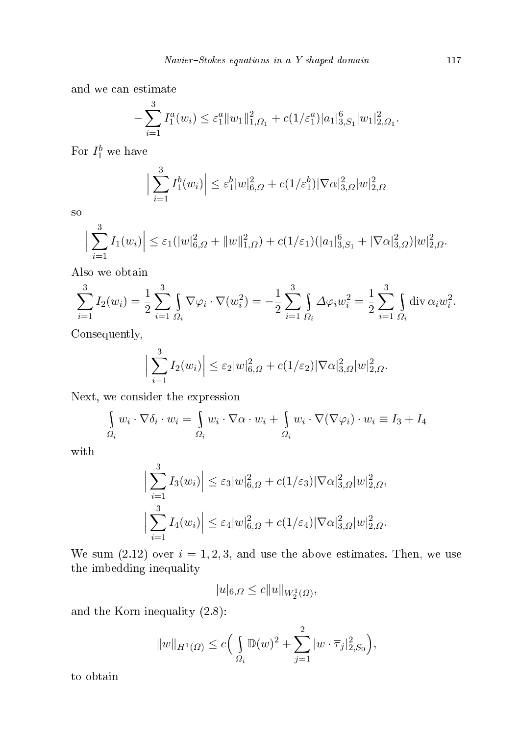and we can estimate

$$-\sum_{i=1}^{3} I_1^a(w_i) \le \varepsilon_1^a \|w_1\|_{1,\Omega_1}^2 + c(1/\varepsilon_1^a)|a_1|_{3,S_1}^6 |w_1|_{2,\Omega_1}^2.$$

For $I_1^b$ we have

$$\Big|\sum_{i=1}^{3} I_1^b(w_i)\Big| \le \varepsilon_1^b |w|_{6,\Omega}^2 + c(1/\varepsilon_1^b)|\nabla\alpha|_{3,\Omega}^2 |w|_{2,\Omega}^2$$

so

$$\Big|\sum_{i=1}^{3} I_1(w_i)\Big| \le \varepsilon_1(|w|_{6,\Omega}^2 + \|w\|_{1,\Omega}^2) + c(1/\varepsilon_1)(|a_1|_{3,S_1}^6 + |\nabla\alpha|_{3,\Omega}^2)|w|_{2,\Omega}^2.$$

Also we obtain

$$\sum_{i=1}^{3} I_2(w_i) = \frac{1}{2}\sum_{i=1}^{3}\int_{\Omega_i} \nabla\varphi_i\cdot\nabla(w_i^2) = -\frac{1}{2}\sum_{i=1}^{3}\int_{\Omega_i}\Delta\varphi_i w_i^2 = \frac{1}{2}\sum_{i=1}^{3}\int_{\Omega_i}\operatorname{div}\alpha_i w_i^2.$$

Consequently,

$$\Big|\sum_{i=1}^{3} I_2(w_i)\Big| \le \varepsilon_2 |w|_{6,\Omega}^2 + c(1/\varepsilon_2)|\nabla\alpha|_{3,\Omega}^2 |w|_{2,\Omega}^2.$$

Next, we consider the expression

$$\int_{\Omega_i} w_i\cdot\nabla\delta_i\cdot w_i = \int_{\Omega_i} w_i\cdot\nabla\alpha\cdot w_i + \int_{\Omega_i} w_i\cdot\nabla(\nabla\varphi_i)\cdot w_i \equiv I_3 + I_4$$

with

$$\Big|\sum_{i=1}^{3} I_3(w_i)\Big| \le \varepsilon_3 |w|_{6,\Omega}^2 + c(1/\varepsilon_3)|\nabla\alpha|_{3,\Omega}^2 |w|_{2,\Omega}^2,$$

$$\Big|\sum_{i=1}^{3} I_4(w_i)\Big| \le \varepsilon_4 |w|_{6,\Omega}^2 + c(1/\varepsilon_4)|\nabla\alpha|_{3,\Omega}^2 |w|_{2,\Omega}^2.$$

We sum (2.12) over $i = 1, 2, 3$, and use the above estimates. Then, we use the imbedding inequality

$$|u|_{6,\Omega} \le c\|u\|_{W_2^1(\Omega)},$$

and the Korn inequality (2.8):

$$\|w\|_{H^1(\Omega)} \le c\Big(\int_{\Omega_i}\mathbb{D}(w)^2 + \sum_{j=1}^{2}|w\cdot\overline{\tau}_j|_{2,S_0}^2\Big),$$

to obtain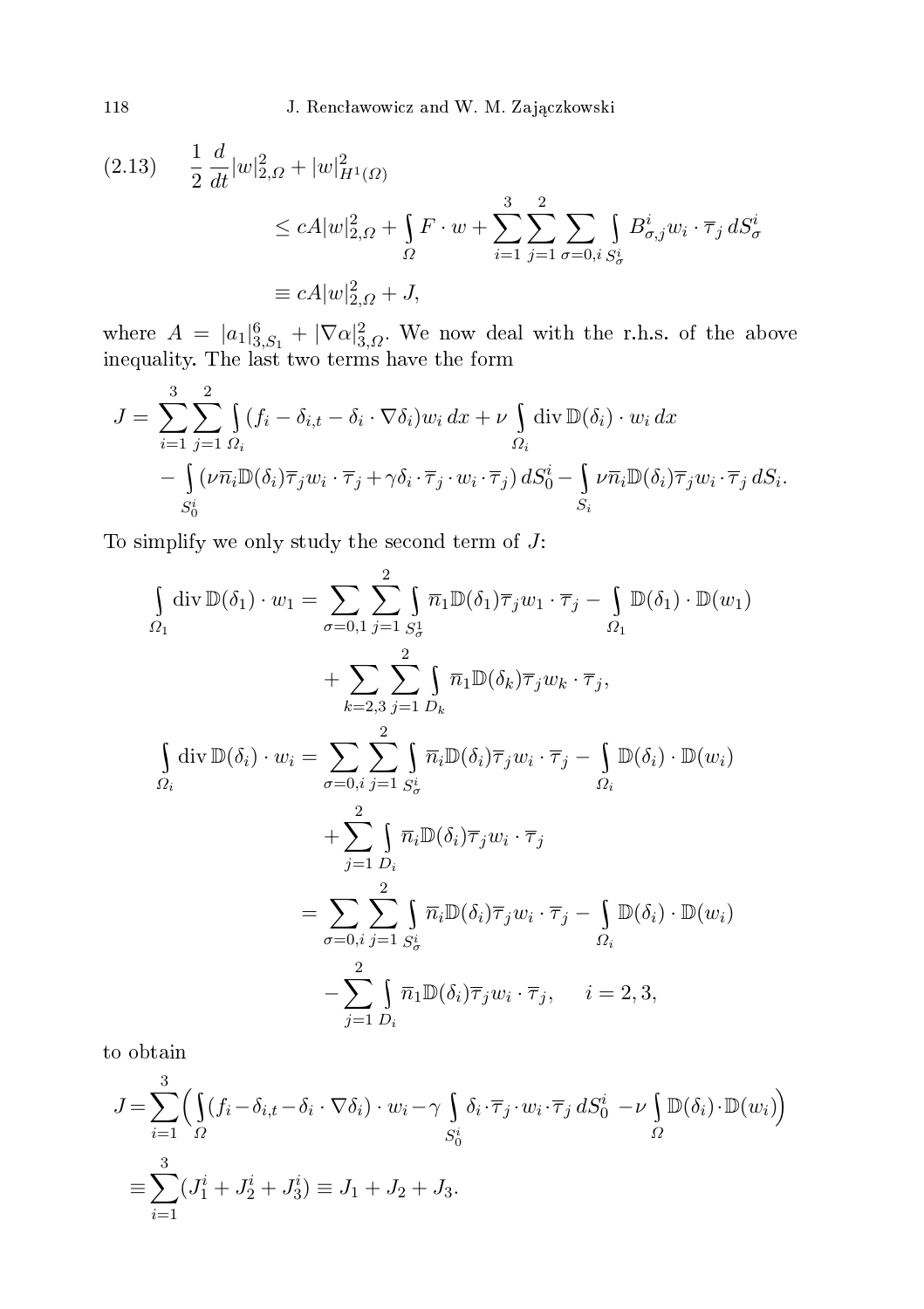$$
(2.13)\qquad \frac{1}{2}\frac{d}{dt}|w|^2_{2,\Omega} + |w|^2_{H^1(\Omega)} \le cA|w|^2_{2,\Omega} + \int_\Omega F\cdot w + \sum_{i=1}^3\sum_{j=1}^2\sum_{\sigma=0,i}\int_{S^i_\sigma} B^i_{\sigma,j} w_i\cdot\overline{\tau}_j\,dS^i_\sigma \equiv cA|w|^2_{2,\Omega} + J,
$$

where $A = |a_1|^6_{3,S_1} + |\nabla\alpha|^2_{3,\Omega}$. We now deal with the r.h.s. of the above inequality. The last two terms have the form

$$
J = \sum_{i=1}^3\sum_{j=1}^2\int_{\Omega_i}(f_i - \delta_{i,t} - \delta_i\cdot\nabla\delta_i)w_i\,dx + \nu\int_{\Omega_i}\operatorname{div}\mathbb{D}(\delta_i)\cdot w_i\,dx
- \int_{S^i_0}(\nu\overline{n}_i\mathbb{D}(\delta_i)\overline{\tau}_j w_i\cdot\overline{\tau}_j + \gamma\delta_i\cdot\overline{\tau}_j\cdot w_i\cdot\overline{\tau}_j)\,dS^i_0 - \int_{S_i}\nu\overline{n}_i\mathbb{D}(\delta_i)\overline{\tau}_j w_i\cdot\overline{\tau}_j\,dS_i.
$$

To simplify we only study the second term of $J$:

$$
\begin{aligned}
\int_{\Omega_1}\operatorname{div}\mathbb{D}(\delta_1)\cdot w_1 &= \sum_{\sigma=0,1}\sum_{j=1}^2\int_{S^1_\sigma}\overline{n}_1\mathbb{D}(\delta_1)\overline{\tau}_j w_1\cdot\overline{\tau}_j - \int_{\Omega_1}\mathbb{D}(\delta_1)\cdot\mathbb{D}(w_1)\\
&\quad + \sum_{k=2,3}\sum_{j=1}^2\int_{D_k}\overline{n}_1\mathbb{D}(\delta_k)\overline{\tau}_j w_k\cdot\overline{\tau}_j,\\
\int_{\Omega_i}\operatorname{div}\mathbb{D}(\delta_i)\cdot w_i &= \sum_{\sigma=0,i}\sum_{j=1}^2\int_{S^i_\sigma}\overline{n}_i\mathbb{D}(\delta_i)\overline{\tau}_j w_i\cdot\overline{\tau}_j - \int_{\Omega_i}\mathbb{D}(\delta_i)\cdot\mathbb{D}(w_i)\\
&\quad + \sum_{j=1}^2\int_{D_i}\overline{n}_i\mathbb{D}(\delta_i)\overline{\tau}_j w_i\cdot\overline{\tau}_j\\
&= \sum_{\sigma=0,i}\sum_{j=1}^2\int_{S^i_\sigma}\overline{n}_i\mathbb{D}(\delta_i)\overline{\tau}_j w_i\cdot\overline{\tau}_j - \int_{\Omega_i}\mathbb{D}(\delta_i)\cdot\mathbb{D}(w_i)\\
&\quad - \sum_{j=1}^2\int_{D_i}\overline{n}_1\mathbb{D}(\delta_i)\overline{\tau}_j w_i\cdot\overline{\tau}_j,\qquad i=2,3,
\end{aligned}
$$

to obtain

$$
\begin{aligned}
J &= \sum_{i=1}^3\Big(\int_\Omega(f_i - \delta_{i,t} - \delta_i\cdot\nabla\delta_i)\cdot w_i - \gamma\int_{S^i_0}\delta_i\cdot\overline{\tau}_j\cdot w_i\cdot\overline{\tau}_j\,dS^i_0 - \nu\int_\Omega\mathbb{D}(\delta_i)\cdot\mathbb{D}(w_i)\Big)\\
&\equiv \sum_{i=1}^3(J^i_1 + J^i_2 + J^i_3) \equiv J_1 + J_2 + J_3.
\end{aligned}
$$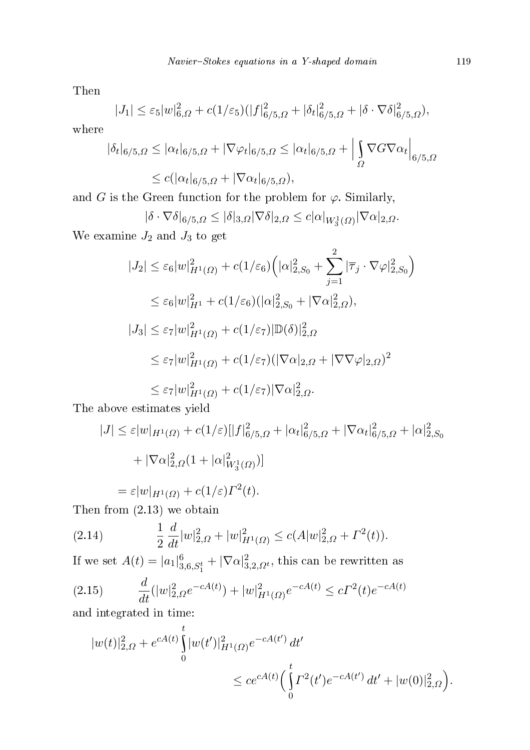Then

$$|J_1| \le \varepsilon_5 |w|^2_{6,\Omega} + c(1/\varepsilon_5)(|f|^2_{6/5,\Omega} + |\delta_t|^2_{6/5,\Omega} + |\delta \cdot \nabla\delta|^2_{6/5,\Omega}),$$

where

$$|\delta_t|_{6/5,\Omega} \le |\alpha_t|_{6/5,\Omega} + |\nabla\varphi_t|_{6/5,\Omega} \le |\alpha_t|_{6/5,\Omega} + \Big| \int_\Omega \nabla G \nabla \alpha_t \Big|_{6/5,\Omega}$$
$$\le c(|\alpha_t|_{6/5,\Omega} + |\nabla\alpha_t|_{6/5,\Omega}),$$

and $G$ is the Green function for the problem for $\varphi$. Similarly,

$$|\delta \cdot \nabla\delta|_{6/5,\Omega} \le |\delta|_{3,\Omega} |\nabla\delta|_{2,\Omega} \le c|\alpha|_{W^1_3(\Omega)} |\nabla\alpha|_{2,\Omega}.$$

We examine $J_2$ and $J_3$ to get

$$|J_2| \le \varepsilon_6 |w|^2_{H^1(\Omega)} + c(1/\varepsilon_6)\Big(|\alpha|^2_{2,S_0} + \sum_{j=1}^2 |\overline{\tau}_j \cdot \nabla\varphi|^2_{2,S_0}\Big)$$
$$\le \varepsilon_6 |w|^2_{H^1} + c(1/\varepsilon_6)(|\alpha|^2_{2,S_0} + |\nabla\alpha|^2_{2,\Omega}),$$

$$|J_3| \le \varepsilon_7 |w|^2_{H^1(\Omega)} + c(1/\varepsilon_7)|\mathbb{D}(\delta)|^2_{2,\Omega}$$
$$\le \varepsilon_7 |w|^2_{H^1(\Omega)} + c(1/\varepsilon_7)(|\nabla\alpha|_{2,\Omega} + |\nabla\nabla\varphi|_{2,\Omega})^2$$
$$\le \varepsilon_7 |w|^2_{H^1(\Omega)} + c(1/\varepsilon_7)|\nabla\alpha|^2_{2,\Omega}.$$

The above estimates yield

$$|J| \le \varepsilon |w|_{H^1(\Omega)} + c(1/\varepsilon)[|f|^2_{6/5,\Omega} + |\alpha_t|^2_{6/5,\Omega} + |\nabla\alpha_t|^2_{6/5,\Omega} + |\alpha|^2_{2,S_0}$$
$$+ |\nabla\alpha|^2_{2,\Omega}(1 + |\alpha|^2_{W^1_3(\Omega)})]$$
$$= \varepsilon |w|_{H^1(\Omega)} + c(1/\varepsilon)\Gamma^2(t).$$

Then from (2.13) we obtain

$$\frac{1}{2}\frac{d}{dt}|w|^2_{2,\Omega} + |w|^2_{H^1(\Omega)} \le c(A|w|^2_{2,\Omega} + \Gamma^2(t)). \tag{2.14}$$

If we set $A(t) = |a_1|^6_{3,6,S_1^t} + |\nabla\alpha|^2_{3,2,\Omega^t}$, this can be rewritten as

$$\frac{d}{dt}(|w|^2_{2,\Omega} e^{-cA(t)}) + |w|^2_{H^1(\Omega)} e^{-cA(t)} \le c\Gamma^2(t) e^{-cA(t)} \tag{2.15}$$

and integrated in time:

$$|w(t)|^2_{2,\Omega} + e^{cA(t)} \int_0^t |w(t')|^2_{H^1(\Omega)} e^{-cA(t')}\, dt'$$
$$\le c e^{cA(t)} \Big( \int_0^t \Gamma^2(t') e^{-cA(t')}\, dt' + |w(0)|^2_{2,\Omega} \Big).$$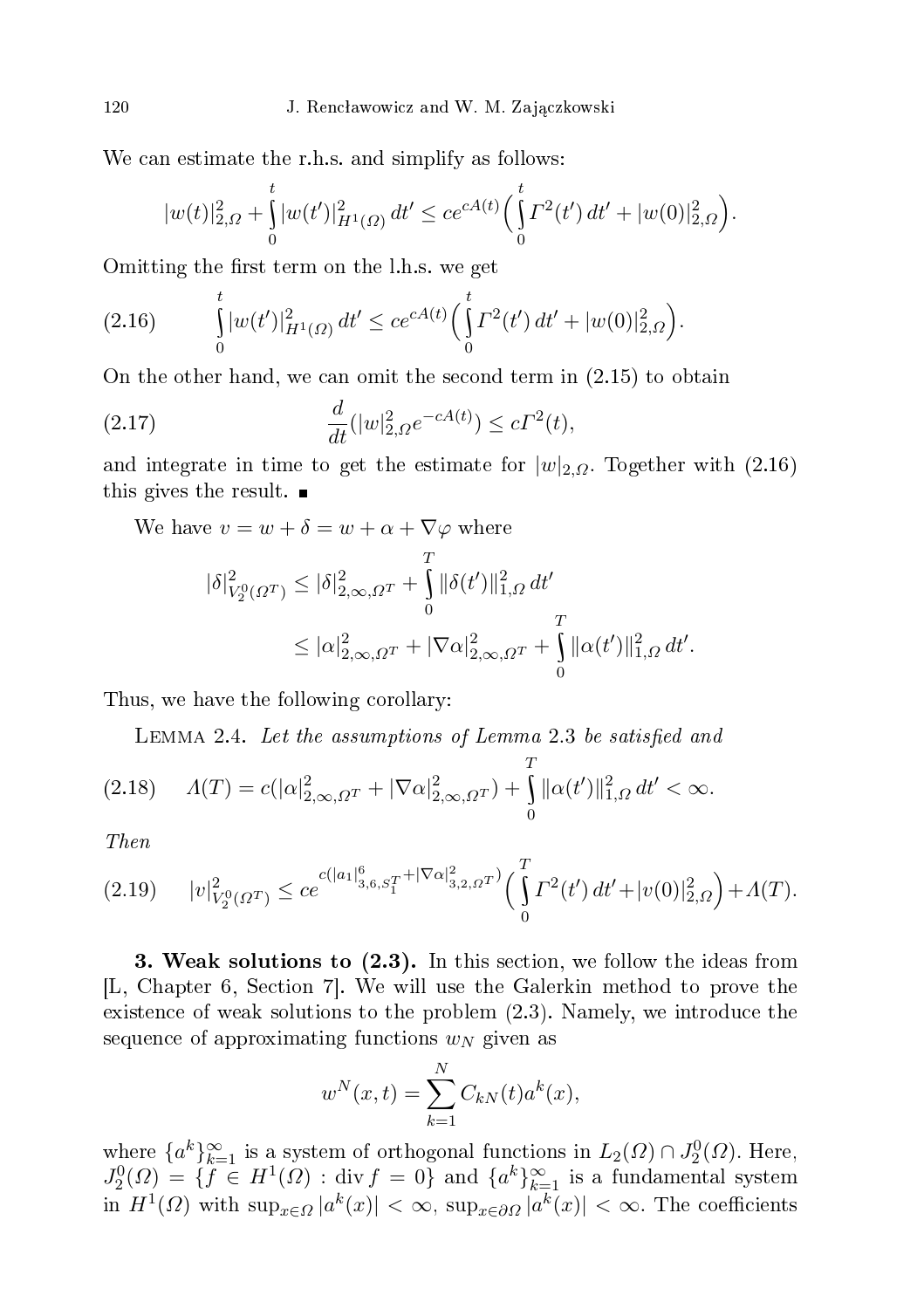We can estimate the r.h.s. and simplify as follows:

$$|w(t)|_{2,\Omega}^2 + \int_0^t |w(t')|_{H^1(\Omega)}^2 \, dt' \le ce^{cA(t)} \Big( \int_0^t \Gamma^2(t') \, dt' + |w(0)|_{2,\Omega}^2 \Big).$$

Omitting the first term on the l.h.s. we get

$$\int_0^t |w(t')|_{H^1(\Omega)}^2 \, dt' \le ce^{cA(t)} \Big( \int_0^t \Gamma^2(t') \, dt' + |w(0)|_{2,\Omega}^2 \Big). \tag{2.16}$$

On the other hand, we can omit the second term in (2.15) to obtain

$$\frac{d}{dt}(|w|_{2,\Omega}^2 e^{-cA(t)}) \le c\Gamma^2(t), \tag{2.17}$$

and integrate in time to get the estimate for $|w|_{2,\Omega}$. Together with (2.16) this gives the result. ∎

We have $v = w + \delta = w + \alpha + \nabla\varphi$ where

$$\begin{aligned} |\delta|_{V_2^0(\Omega^T)}^2 &\le |\delta|_{2,\infty,\Omega^T}^2 + \int_0^T \|\delta(t')\|_{1,\Omega}^2 \, dt' \\ &\le |\alpha|_{2,\infty,\Omega^T}^2 + |\nabla\alpha|_{2,\infty,\Omega^T}^2 + \int_0^T \|\alpha(t')\|_{1,\Omega}^2 \, dt'. \end{aligned}$$

Thus, we have the following corollary:

Lemma 2.4. *Let the assumptions of Lemma* 2.3 *be satisfied and*

$$\Lambda(T) = c(|\alpha|_{2,\infty,\Omega^T}^2 + |\nabla\alpha|_{2,\infty,\Omega^T}^2) + \int_0^T \|\alpha(t')\|_{1,\Omega}^2 \, dt' < \infty. \tag{2.18}$$

*Then*

$$|v|_{V_2^0(\Omega^T)}^2 \le ce^{c(|a_1|_{3,6,S_1^T}^6 + |\nabla\alpha|_{3,2,\Omega^T}^2)} \Big( \int_0^T \Gamma^2(t') \, dt' + |v(0)|_{2,\Omega}^2 \Big) + \Lambda(T). \tag{2.19}$$

**3. Weak solutions to (2.3).** In this section, we follow the ideas from [L, Chapter 6, Section 7]. We will use the Galerkin method to prove the existence of weak solutions to the problem (2.3). Namely, we introduce the sequence of approximating functions $w_N$ given as

$$w^N(x,t) = \sum_{k=1}^N C_{kN}(t) a^k(x),$$

where $\{a^k\}_{k=1}^\infty$ is a system of orthogonal functions in $L_2(\Omega) \cap J_2^0(\Omega)$. Here, $J_2^0(\Omega) = \{f \in H^1(\Omega) : \operatorname{div} f = 0\}$ and $\{a^k\}_{k=1}^\infty$ is a fundamental system in $H^1(\Omega)$ with $\sup_{x\in\Omega} |a^k(x)| < \infty$, $\sup_{x\in\partial\Omega} |a^k(x)| < \infty$. The coefficients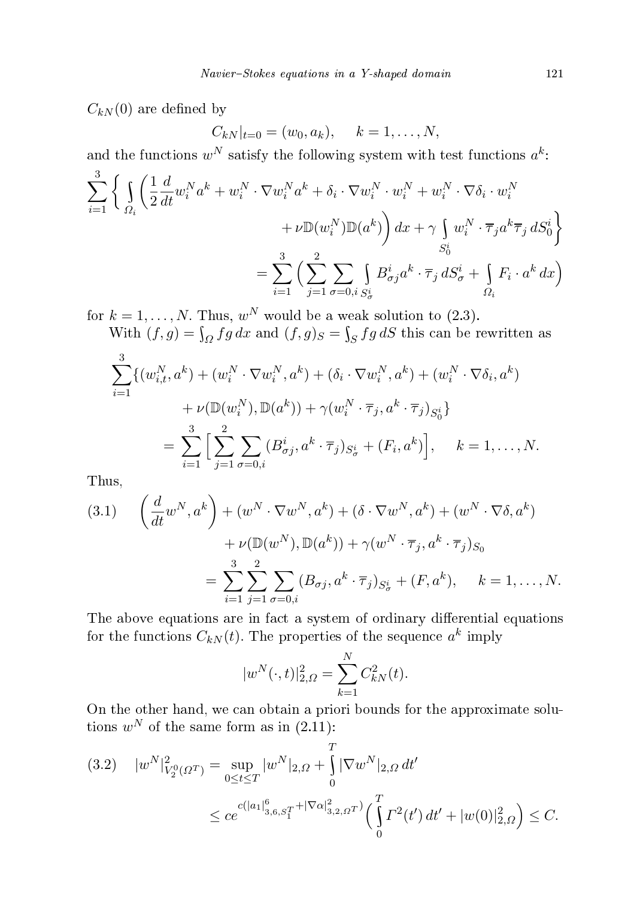$C_{kN}(0)$ are defined by

$$C_{kN}|_{t=0} = (w_0, a_k), \quad k = 1, \ldots, N,$$

and the functions $w^N$ satisfy the following system with test functions $a^k$:

$$\sum_{i=1}^{3} \bigg\{ \int_{\Omega_i} \bigg( \frac{1}{2} \frac{d}{dt} w_i^N a^k + w_i^N \cdot \nabla w_i^N a^k + \delta_i \cdot \nabla w_i^N \cdot w_i^N + w_i^N \cdot \nabla \delta_i \cdot w_i^N + \nu \mathbb{D}(w_i^N) \mathbb{D}(a^k) \bigg) dx + \gamma \int_{S_0^i} w_i^N \cdot \overline{\tau}_j a^k \overline{\tau}_j \, dS_0^i \bigg\} = \sum_{i=1}^{3} \Big( \sum_{j=1}^{2} \sum_{\sigma=0,i} \int_{S_\sigma^i} B_{\sigma j}^i a^k \cdot \overline{\tau}_j \, dS_\sigma^i + \int_{\Omega_i} F_i \cdot a^k \, dx \Big)$$

for $k = 1, \ldots, N$. Thus, $w^N$ would be a weak solution to (2.3).

With $(f,g) = \int_\Omega fg \, dx$ and $(f,g)_S = \int_S fg \, dS$ this can be rewritten as

$$\sum_{i=1}^{3} \{ (w_{i,t}^N, a^k) + (w_i^N \cdot \nabla w_i^N, a^k) + (\delta_i \cdot \nabla w_i^N, a^k) + (w_i^N \cdot \nabla \delta_i, a^k) + \nu (\mathbb{D}(w_i^N), \mathbb{D}(a^k)) + \gamma (w_i^N \cdot \overline{\tau}_j, a^k \cdot \overline{\tau}_j)_{S_0^i} \} = \sum_{i=1}^{3} \Big[ \sum_{j=1}^{2} \sum_{\sigma=0,i} (B_{\sigma j}^i, a^k \cdot \overline{\tau}_j)_{S_\sigma^i} + (F_i, a^k) \Big], \quad k = 1, \ldots, N.$$

Thus,

$$\Big( \frac{d}{dt} w^N, a^k \Big) + (w^N \cdot \nabla w^N, a^k) + (\delta \cdot \nabla w^N, a^k) + (w^N \cdot \nabla \delta, a^k) + \nu (\mathbb{D}(w^N), \mathbb{D}(a^k)) + \gamma (w^N \cdot \overline{\tau}_j, a^k \cdot \overline{\tau}_j)_{S_0} = \sum_{i=1}^{3} \sum_{j=1}^{2} \sum_{\sigma=0,i} (B_{\sigma j}, a^k \cdot \overline{\tau}_j)_{S_\sigma^i} + (F, a^k), \quad k = 1, \ldots, N. \tag{3.1}$$

The above equations are in fact a system of ordinary differential equations for the functions $C_{kN}(t)$. The properties of the sequence $a^k$ imply

$$|w^N(\cdot, t)|_{2,\Omega}^2 = \sum_{k=1}^{N} C_{kN}^2(t).$$

On the other hand, we can obtain a priori bounds for the approximate solutions $w^N$ of the same form as in (2.11):

$$|w^N|_{V_2^0(\Omega^T)}^2 = \sup_{0 \le t \le T} |w^N|_{2,\Omega} + \int_0^T |\nabla w^N|_{2,\Omega} \, dt' \le c e^{c(|a_1|_{3,6,S_1^T}^6 + |\nabla \alpha|_{3,2,\Omega^T}^2)} \Big( \int_0^T \Gamma^2(t') \, dt' + |w(0)|_{2,\Omega}^2 \Big) \le C. \tag{3.2}$$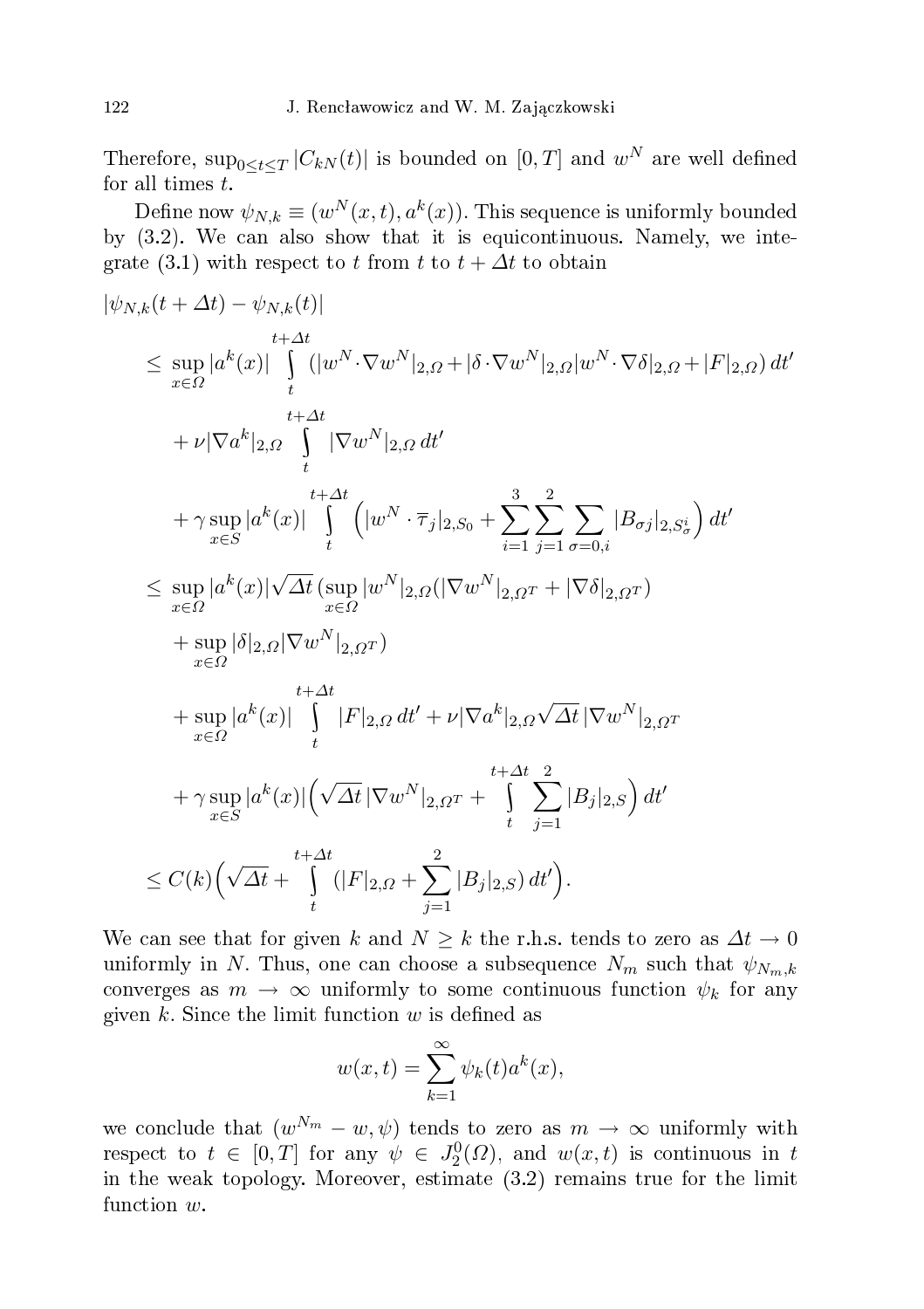Therefore, $\sup_{0\le t\le T}|C_{kN}(t)|$ is bounded on $[0,T]$ and $w^N$ are well defined for all times $t$.

Define now $\psi_{N,k} \equiv (w^N(x,t), a^k(x))$. This sequence is uniformly bounded by (3.2). We can also show that it is equicontinuous. Namely, we integrate (3.1) with respect to $t$ from $t$ to $t+\Delta t$ to obtain

$$
\begin{aligned}
&|\psi_{N,k}(t+\Delta t) - \psi_{N,k}(t)| \\
&\quad \le \sup_{x\in\Omega}|a^k(x)| \int_t^{t+\Delta t} (|w^N\cdot\nabla w^N|_{2,\Omega} + |\delta\cdot\nabla w^N|_{2,\Omega}|w^N\cdot\nabla\delta|_{2,\Omega} + |F|_{2,\Omega})\,dt' \\
&\qquad + \nu|\nabla a^k|_{2,\Omega}\int_t^{t+\Delta t}|\nabla w^N|_{2,\Omega}\,dt' \\
&\qquad + \gamma\sup_{x\in S}|a^k(x)|\int_t^{t+\Delta t}\Big(|w^N\cdot\overline{\tau}_j|_{2,S_0} + \sum_{i=1}^3\sum_{j=1}^2\sum_{\sigma=0,i}|B_{\sigma j}|_{2,S_\sigma^i}\Big)\,dt' \\
&\quad \le \sup_{x\in\Omega}|a^k(x)|\sqrt{\Delta t}\,(\sup_{x\in\Omega}|w^N|_{2,\Omega}(|\nabla w^N|_{2,\Omega^T} + |\nabla\delta|_{2,\Omega^T}) \\
&\qquad + \sup_{x\in\Omega}|\delta|_{2,\Omega}|\nabla w^N|_{2,\Omega^T}) \\
&\qquad + \sup_{x\in\Omega}|a^k(x)|\int_t^{t+\Delta t}|F|_{2,\Omega}\,dt' + \nu|\nabla a^k|_{2,\Omega}\sqrt{\Delta t}\,|\nabla w^N|_{2,\Omega^T} \\
&\qquad + \gamma\sup_{x\in S}|a^k(x)|\Big(\sqrt{\Delta t}\,|\nabla w^N|_{2,\Omega^T} + \int_t^{t+\Delta t}\sum_{j=1}^2|B_j|_{2,S}\Big)\,dt' \\
&\quad \le C(k)\Big(\sqrt{\Delta t} + \int_t^{t+\Delta t}(|F|_{2,\Omega} + \sum_{j=1}^2|B_j|_{2,S})\,dt'\Big).
\end{aligned}
$$

We can see that for given $k$ and $N\ge k$ the r.h.s. tends to zero as $\Delta t\to 0$ uniformly in $N$. Thus, one can choose a subsequence $N_m$ such that $\psi_{N_m,k}$ converges as $m\to\infty$ uniformly to some continuous function $\psi_k$ for any given $k$. Since the limit function $w$ is defined as

$$
w(x,t) = \sum_{k=1}^\infty \psi_k(t)a^k(x),
$$

we conclude that $(w^{N_m} - w, \psi)$ tends to zero as $m\to\infty$ uniformly with respect to $t\in[0,T]$ for any $\psi\in J_2^0(\Omega)$, and $w(x,t)$ is continuous in $t$ in the weak topology. Moreover, estimate (3.2) remains true for the limit function $w$.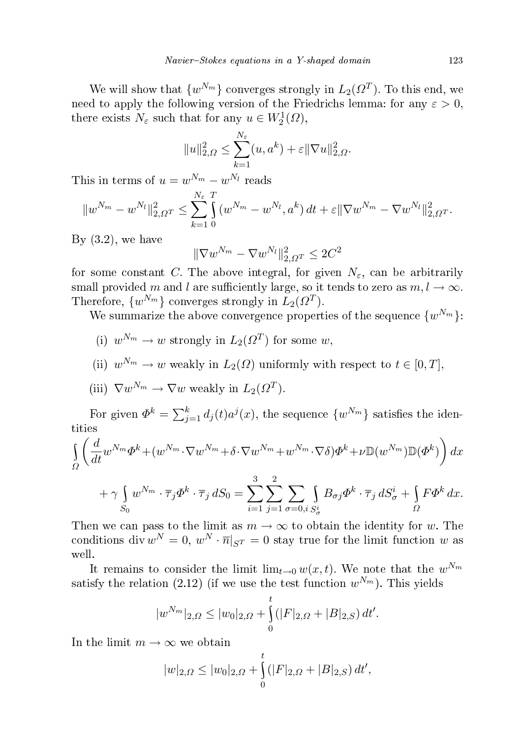We will show that $\{w^{N_m}\}$ converges strongly in $L_2(\Omega^T)$. To this end, we need to apply the following version of the Friedrichs lemma: for any $\varepsilon > 0$, there exists $N_\varepsilon$ such that for any $u \in W_2^1(\Omega)$,

$$\|u\|_{2,\Omega}^2 \le \sum_{k=1}^{N_\varepsilon} (u, a^k) + \varepsilon \|\nabla u\|_{2,\Omega}^2.$$

This in terms of $u = w^{N_m} - w^{N_l}$ reads

$$\|w^{N_m} - w^{N_l}\|_{2,\Omega^T}^2 \le \sum_{k=1}^{N_\varepsilon} \int_0^T (w^{N_m} - w^{N_l}, a^k)\, dt + \varepsilon \|\nabla w^{N_m} - \nabla w^{N_l}\|_{2,\Omega^T}^2.$$

By (3.2), we have

$$\|\nabla w^{N_m} - \nabla w^{N_l}\|_{2,\Omega^T}^2 \le 2C^2$$

for some constant $C$. The above integral, for given $N_\varepsilon$, can be arbitrarily small provided $m$ and $l$ are sufficiently large, so it tends to zero as $m, l \to \infty$. Therefore, $\{w^{N_m}\}$ converges strongly in $L_2(\Omega^T)$.

We summarize the above convergence properties of the sequence $\{w^{N_m}\}$:

(i) $w^{N_m} \to w$ strongly in $L_2(\Omega^T)$ for some $w$,

(ii) $w^{N_m} \to w$ weakly in $L_2(\Omega)$ uniformly with respect to $t \in [0, T]$,

(iii) $\nabla w^{N_m} \to \nabla w$ weakly in $L_2(\Omega^T)$.

For given $\Phi^k = \sum_{j=1}^k d_j(t) a^j(x)$, the sequence $\{w^{N_m}\}$ satisfies the identities

$$\int_\Omega \bigg( \frac{d}{dt} w^{N_m} \Phi^k + (w^{N_m} \cdot \nabla w^{N_m} + \delta \cdot \nabla w^{N_m} + w^{N_m} \cdot \nabla \delta) \Phi^k + \nu \mathbb{D}(w^{N_m}) \mathbb{D}(\Phi^k) \bigg)\, dx$$

$$+ \gamma \int_{S_0} w^{N_m} \cdot \overline{\tau}_j \Phi^k \cdot \overline{\tau}_j \, dS_0 = \sum_{i=1}^3 \sum_{j=1}^2 \sum_{\sigma=0,i} \int_{S_\sigma^i} B_{\sigma j} \Phi^k \cdot \overline{\tau}_j \, dS_\sigma^i + \int_\Omega F \Phi^k \, dx.$$

Then we can pass to the limit as $m \to \infty$ to obtain the identity for $w$. The conditions $\operatorname{div} w^N = 0$, $w^N \cdot \overline{n}|_{S^T} = 0$ stay true for the limit function $w$ as well.

It remains to consider the limit $\lim_{t\to 0} w(x,t)$. We note that the $w^{N_m}$ satisfy the relation (2.12) (if we use the test function $w^{N_m}$). This yields

$$|w^{N_m}|_{2,\Omega} \le |w_0|_{2,\Omega} + \int_0^t (|F|_{2,\Omega} + |B|_{2,S})\, dt'.$$

In the limit $m \to \infty$ we obtain

$$|w|_{2,\Omega} \le |w_0|_{2,\Omega} + \int_0^t (|F|_{2,\Omega} + |B|_{2,S})\, dt',$$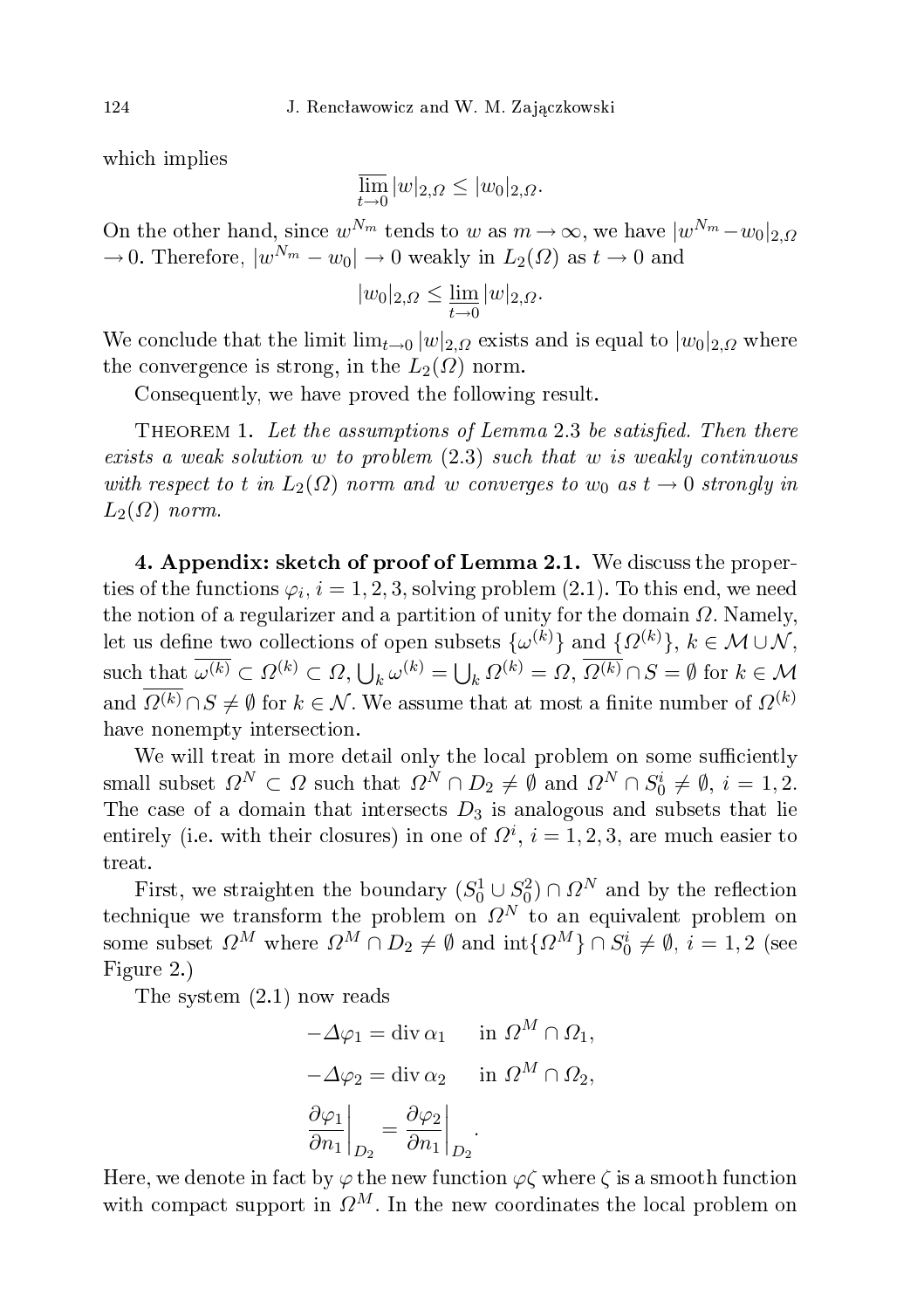which implies

$$\overline{\lim_{t\to 0}}\, |w|_{2,\Omega} \le |w_0|_{2,\Omega}.$$

On the other hand, since $w^{N_m}$ tends to $w$ as $m \to \infty$, we have $|w^{N_m} - w_0|_{2,\Omega} \to 0$. Therefore, $|w^{N_m} - w_0| \to 0$ weakly in $L_2(\Omega)$ as $t \to 0$ and

$$|w_0|_{2,\Omega} \le \underline{\lim}_{t\to 0}\, |w|_{2,\Omega}.$$

We conclude that the limit $\lim_{t\to 0} |w|_{2,\Omega}$ exists and is equal to $|w_0|_{2,\Omega}$ where the convergence is strong, in the $L_2(\Omega)$ norm.

Consequently, we have proved the following result.

Theorem 1. *Let the assumptions of Lemma* 2.3 *be satisfied. Then there exists a weak solution $w$ to problem* (2.3) *such that $w$ is weakly continuous with respect to $t$ in $L_2(\Omega)$ norm and $w$ converges to $w_0$ as $t \to 0$ strongly in $L_2(\Omega)$ norm.*

## 4. Appendix: sketch of proof of Lemma 2.1.

We discuss the properties of the functions $\varphi_i$, $i = 1, 2, 3$, solving problem (2.1). To this end, we need the notion of a regularizer and a partition of unity for the domain $\Omega$. Namely, let us define two collections of open subsets $\{\omega^{(k)}\}$ and $\{\Omega^{(k)}\}$, $k \in \mathcal{M} \cup \mathcal{N}$, such that $\overline{\omega^{(k)}} \subset \Omega^{(k)} \subset \Omega$, $\bigcup_k \omega^{(k)} = \bigcup_k \Omega^{(k)} = \Omega$, $\overline{\Omega^{(k)}} \cap S = \emptyset$ for $k \in \mathcal{M}$ and $\overline{\Omega^{(k)}} \cap S \neq \emptyset$ for $k \in \mathcal{N}$. We assume that at most a finite number of $\Omega^{(k)}$ have nonempty intersection.

We will treat in more detail only the local problem on some sufficiently small subset $\Omega^N \subset \Omega$ such that $\Omega^N \cap D_2 \neq \emptyset$ and $\Omega^N \cap S_0^i \neq \emptyset$, $i = 1, 2$. The case of a domain that intersects $D_3$ is analogous and subsets that lie entirely (i.e. with their closures) in one of $\Omega^i$, $i = 1, 2, 3$, are much easier to treat.

First, we straighten the boundary $(S_0^1 \cup S_0^2) \cap \Omega^N$ and by the reflection technique we transform the problem on $\Omega^N$ to an equivalent problem on some subset $\Omega^M$ where $\Omega^M \cap D_2 \neq \emptyset$ and $\operatorname{int}\{\Omega^M\} \cap S_0^i \neq \emptyset$, $i = 1, 2$ (see Figure 2.)

The system (2.1) now reads

$$-\Delta\varphi_1 = \operatorname{div}\alpha_1 \quad \text{ in } \Omega^M \cap \Omega_1,$$

$$-\Delta\varphi_2 = \operatorname{div}\alpha_2 \quad \text{ in } \Omega^M \cap \Omega_2,$$

$$\frac{\partial\varphi_1}{\partial n_1}\bigg|_{D_2} = \frac{\partial\varphi_2}{\partial n_1}\bigg|_{D_2}.$$

Here, we denote in fact by $\varphi$ the new function $\varphi\zeta$ where $\zeta$ is a smooth function with compact support in $\Omega^M$. In the new coordinates the local problem on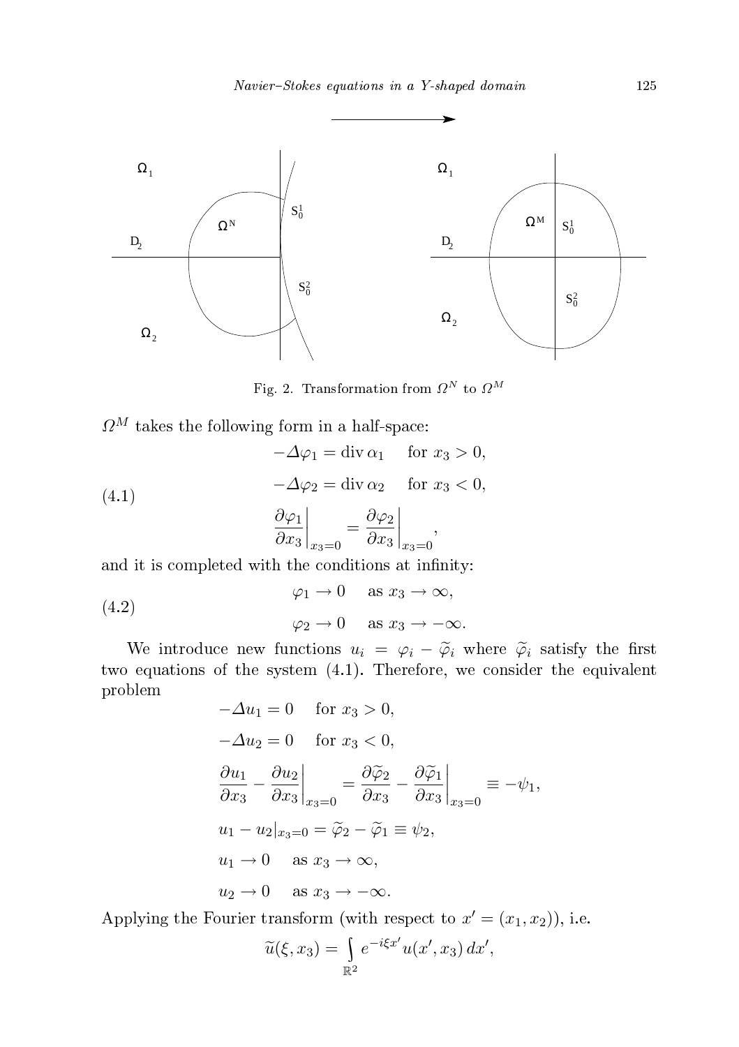Fig. 2. Transformation from $\Omega^N$ to $\Omega^M$

$\Omega^M$ takes the following form in a half-space:

$$
\begin{aligned}
&-\Delta\varphi_1 = \operatorname{div}\alpha_1 \quad \text{for } x_3 > 0,\\
&-\Delta\varphi_2 = \operatorname{div}\alpha_2 \quad \text{for } x_3 < 0,\\
&\left.\frac{\partial\varphi_1}{\partial x_3}\right|_{x_3=0} = \left.\frac{\partial\varphi_2}{\partial x_3}\right|_{x_3=0},
\end{aligned}
\tag{4.1}
$$

and it is completed with the conditions at infinity:

$$
\begin{aligned}
&\varphi_1 \to 0 \quad \text{as } x_3 \to \infty,\\
&\varphi_2 \to 0 \quad \text{as } x_3 \to -\infty.
\end{aligned}
\tag{4.2}
$$

We introduce new functions $u_i = \varphi_i - \widetilde{\varphi}_i$ where $\widetilde{\varphi}_i$ satisfy the first two equations of the system (4.1). Therefore, we consider the equivalent problem

$$
\begin{aligned}
&-\Delta u_1 = 0 \quad \text{for } x_3 > 0,\\
&-\Delta u_2 = 0 \quad \text{for } x_3 < 0,\\
&\left.\frac{\partial u_1}{\partial x_3} - \frac{\partial u_2}{\partial x_3}\right|_{x_3=0} = \left.\frac{\partial\widetilde{\varphi}_2}{\partial x_3} - \frac{\partial\widetilde{\varphi}_1}{\partial x_3}\right|_{x_3=0} \equiv -\psi_1,\\
&u_1 - u_2|_{x_3=0} = \widetilde{\varphi}_2 - \widetilde{\varphi}_1 \equiv \psi_2,\\
&u_1 \to 0 \quad \text{as } x_3 \to \infty,\\
&u_2 \to 0 \quad \text{as } x_3 \to -\infty.
\end{aligned}
$$

Applying the Fourier transform (with respect to $x' = (x_1, x_2)$), i.e.

$$
\widetilde{u}(\xi, x_3) = \int_{\mathbb{R}^2} e^{-i\xi x'} u(x', x_3)\, dx',
$$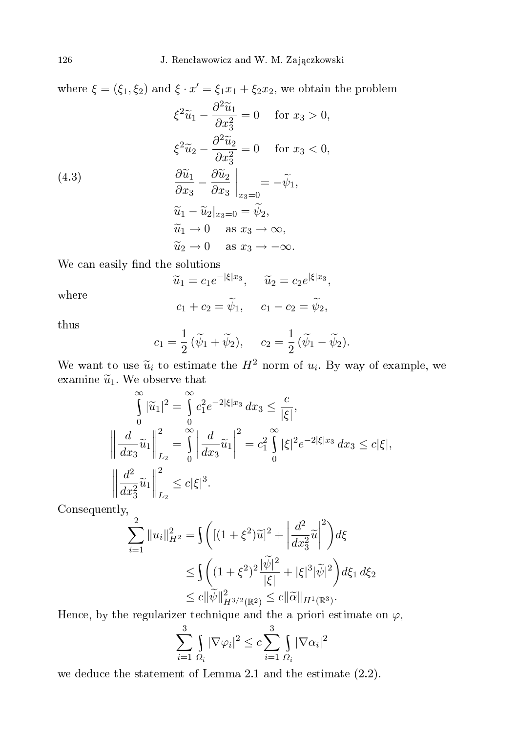where $\xi = (\xi_1, \xi_2)$ and $\xi \cdot x' = \xi_1 x_1 + \xi_2 x_2$, we obtain the problem

$$
\begin{aligned}
&\xi^2 \widetilde{u}_1 - \frac{\partial^2 \widetilde{u}_1}{\partial x_3^2} = 0 \quad \text{for } x_3 > 0,\\
&\xi^2 \widetilde{u}_2 - \frac{\partial^2 \widetilde{u}_2}{\partial x_3^2} = 0 \quad \text{for } x_3 < 0,\\
&\frac{\partial \widetilde{u}_1}{\partial x_3} - \frac{\partial \widetilde{u}_2}{\partial x_3}\bigg|_{x_3=0} = -\widetilde{\psi}_1,\\
&\widetilde{u}_1 - \widetilde{u}_2|_{x_3=0} = \widetilde{\psi}_2,\\
&\widetilde{u}_1 \to 0 \quad \text{as } x_3 \to \infty,\\
&\widetilde{u}_2 \to 0 \quad \text{as } x_3 \to -\infty.
\end{aligned}
\tag{4.3}
$$

We can easily find the solutions

$$
\widetilde{u}_1 = c_1 e^{-|\xi| x_3}, \qquad \widetilde{u}_2 = c_2 e^{|\xi| x_3},
$$

where

$$
c_1 + c_2 = \widetilde{\psi}_1, \qquad c_1 - c_2 = \widetilde{\psi}_2,
$$

thus

$$
c_1 = \frac{1}{2}(\widetilde{\psi}_1 + \widetilde{\psi}_2), \qquad c_2 = \frac{1}{2}(\widetilde{\psi}_1 - \widetilde{\psi}_2).
$$

We want to use $\widetilde{u}_i$ to estimate the $H^2$ norm of $u_i$. By way of example, we examine $\widetilde{u}_1$. We observe that

$$
\begin{aligned}
\int_0^\infty |\widetilde{u}_1|^2 &= \int_0^\infty c_1^2 e^{-2|\xi| x_3}\, dx_3 \le \frac{c}{|\xi|},\\
\left\| \frac{d}{dx_3} \widetilde{u}_1 \right\|_{L_2}^2 &= \int_0^\infty \left| \frac{d}{dx_3} \widetilde{u}_1 \right|^2 = c_1^2 \int_0^\infty |\xi|^2 e^{-2|\xi| x_3}\, dx_3 \le c|\xi|,\\
\left\| \frac{d^2}{dx_3^2} \widetilde{u}_1 \right\|_{L_2}^2 &\le c|\xi|^3.
\end{aligned}
$$

Consequently,

$$
\begin{aligned}
\sum_{i=1}^2 \|u_i\|_{H^2}^2 &= \int \left( [(1+\xi^2)\widetilde{u}]^2 + \left| \frac{d^2}{dx_3^2} \widetilde{u} \right|^2 \right) d\xi\\
&\le \int \left( (1+\xi^2)^2 \frac{|\widetilde{\psi}|^2}{|\xi|} + |\xi|^3 |\widetilde{\psi}|^2 \right) d\xi_1\, d\xi_2\\
&\le c\|\widetilde{\psi}\|_{H^{3/2}(\mathbb{R}^2)}^2 \le c\|\widetilde{\alpha}\|_{H^1(\mathbb{R}^3)}.
\end{aligned}
$$

Hence, by the regularizer technique and the a priori estimate on $\varphi$,

$$
\sum_{i=1}^3 \int_{\Omega_i} |\nabla \varphi_i|^2 \le c \sum_{i=1}^3 \int_{\Omega_i} |\nabla \alpha_i|^2
$$

we deduce the statement of Lemma 2.1 and the estimate (2.2).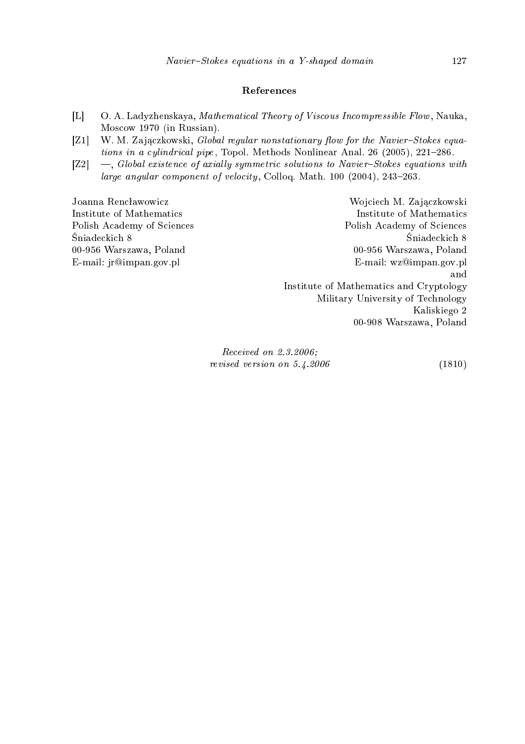## References

[L] O. A. Ladyzhenskaya, *Mathematical Theory of Viscous Incompressible Flow*, Nauka, Moscow 1970 (in Russian).

[Z1] W. M. Zajączkowski, *Global regular nonstationary flow for the Navier–Stokes equations in a cylindrical pipe*, Topol. Methods Nonlinear Anal. 26 (2005), 221–286.

[Z2] —, *Global existence of axially symmetric solutions to Navier–Stokes equations with large angular component of velocity*, Colloq. Math. 100 (2004), 243–263.

Joanna Rencławowicz
Institute of Mathematics
Polish Academy of Sciences
Śniadeckich 8
00-956 Warszawa, Poland
E-mail: jr@impan.gov.pl

Wojciech M. Zajączkowski
Institute of Mathematics
Polish Academy of Sciences
Śniadeckich 8
00-956 Warszawa, Poland
E-mail: wz@impan.gov.pl
and
Institute of Mathematics and Cryptology
Military University of Technology
Kaliskiego 2
00-908 Warszawa, Poland

*Received on 2.3.2006;*
*revised version on 5.4.2006* (1810)